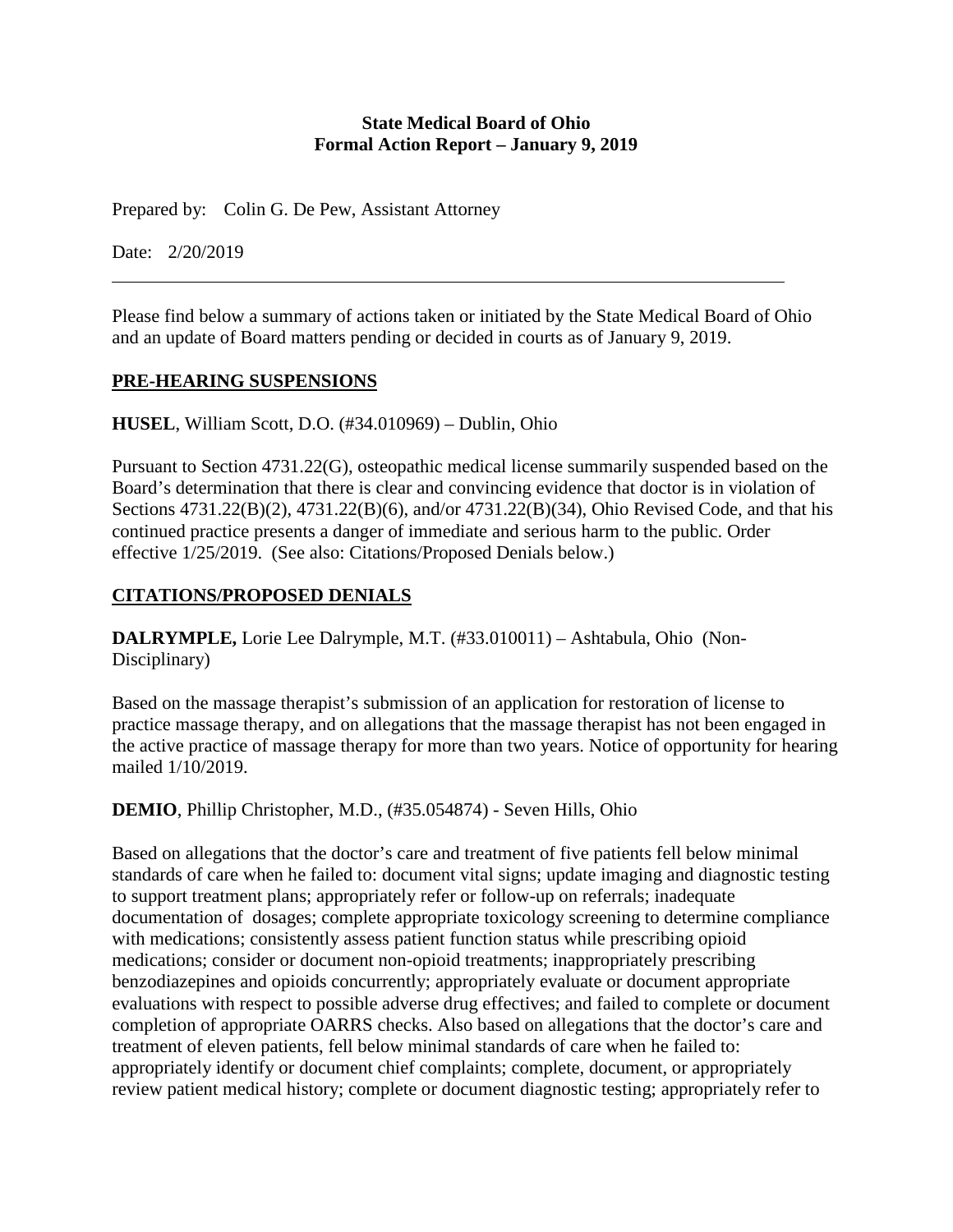**State Medical Board of Ohio**
**Formal Action Report – January 9, 2019**

Prepared by: Colin G. De Pew, Assistant Attorney

Date: 2/20/2019

---

Please find below a summary of actions taken or initiated by the State Medical Board of Ohio and an update of Board matters pending or decided in courts as of January 9, 2019.

## PRE-HEARING SUSPENSIONS

**HUSEL**, William Scott, D.O. (#34.010969) – Dublin, Ohio

Pursuant to Section 4731.22(G), osteopathic medical license summarily suspended based on the Board's determination that there is clear and convincing evidence that doctor is in violation of Sections 4731.22(B)(2), 4731.22(B)(6), and/or 4731.22(B)(34), Ohio Revised Code, and that his continued practice presents a danger of immediate and serious harm to the public. Order effective 1/25/2019. (See also: Citations/Proposed Denials below.)

## CITATIONS/PROPOSED DENIALS

**DALRYMPLE,** Lorie Lee Dalrymple, M.T. (#33.010011) – Ashtabula, Ohio (Non-Disciplinary)

Based on the massage therapist's submission of an application for restoration of license to practice massage therapy, and on allegations that the massage therapist has not been engaged in the active practice of massage therapy for more than two years. Notice of opportunity for hearing mailed 1/10/2019.

**DEMIO**, Phillip Christopher, M.D., (#35.054874) - Seven Hills, Ohio

Based on allegations that the doctor's care and treatment of five patients fell below minimal standards of care when he failed to: document vital signs; update imaging and diagnostic testing to support treatment plans; appropriately refer or follow-up on referrals; inadequate documentation of dosages; complete appropriate toxicology screening to determine compliance with medications; consistently assess patient function status while prescribing opioid medications; consider or document non-opioid treatments; inappropriately prescribing benzodiazepines and opioids concurrently; appropriately evaluate or document appropriate evaluations with respect to possible adverse drug effectives; and failed to complete or document completion of appropriate OARRS checks. Also based on allegations that the doctor's care and treatment of eleven patients, fell below minimal standards of care when he failed to: appropriately identify or document chief complaints; complete, document, or appropriately review patient medical history; complete or document diagnostic testing; appropriately refer to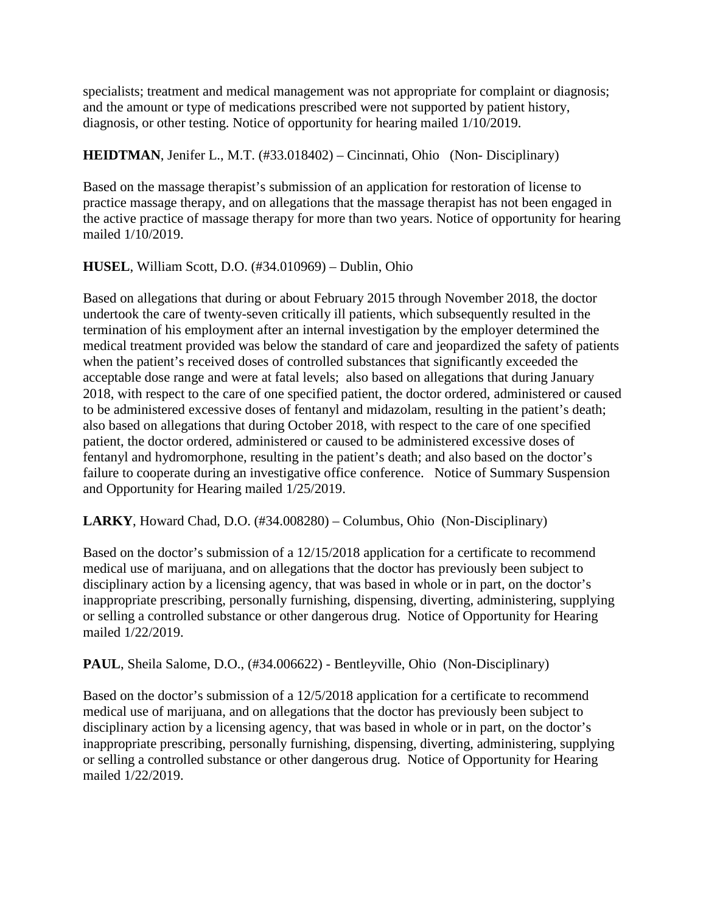specialists; treatment and medical management was not appropriate for complaint or diagnosis; and the amount or type of medications prescribed were not supported by patient history, diagnosis, or other testing. Notice of opportunity for hearing mailed 1/10/2019.

**HEIDTMAN**, Jenifer L., M.T. (#33.018402) – Cincinnati, Ohio (Non- Disciplinary)

Based on the massage therapist's submission of an application for restoration of license to practice massage therapy, and on allegations that the massage therapist has not been engaged in the active practice of massage therapy for more than two years. Notice of opportunity for hearing mailed 1/10/2019.

**HUSEL**, William Scott, D.O. (#34.010969) – Dublin, Ohio

Based on allegations that during or about February 2015 through November 2018, the doctor undertook the care of twenty-seven critically ill patients, which subsequently resulted in the termination of his employment after an internal investigation by the employer determined the medical treatment provided was below the standard of care and jeopardized the safety of patients when the patient's received doses of controlled substances that significantly exceeded the acceptable dose range and were at fatal levels; also based on allegations that during January 2018, with respect to the care of one specified patient, the doctor ordered, administered or caused to be administered excessive doses of fentanyl and midazolam, resulting in the patient's death; also based on allegations that during October 2018, with respect to the care of one specified patient, the doctor ordered, administered or caused to be administered excessive doses of fentanyl and hydromorphone, resulting in the patient's death; and also based on the doctor's failure to cooperate during an investigative office conference. Notice of Summary Suspension and Opportunity for Hearing mailed 1/25/2019.

**LARKY**, Howard Chad, D.O. (#34.008280) – Columbus, Ohio (Non-Disciplinary)

Based on the doctor's submission of a 12/15/2018 application for a certificate to recommend medical use of marijuana, and on allegations that the doctor has previously been subject to disciplinary action by a licensing agency, that was based in whole or in part, on the doctor's inappropriate prescribing, personally furnishing, dispensing, diverting, administering, supplying or selling a controlled substance or other dangerous drug. Notice of Opportunity for Hearing mailed 1/22/2019.

**PAUL**, Sheila Salome, D.O., (#34.006622) - Bentleyville, Ohio (Non-Disciplinary)

Based on the doctor's submission of a 12/5/2018 application for a certificate to recommend medical use of marijuana, and on allegations that the doctor has previously been subject to disciplinary action by a licensing agency, that was based in whole or in part, on the doctor's inappropriate prescribing, personally furnishing, dispensing, diverting, administering, supplying or selling a controlled substance or other dangerous drug. Notice of Opportunity for Hearing mailed 1/22/2019.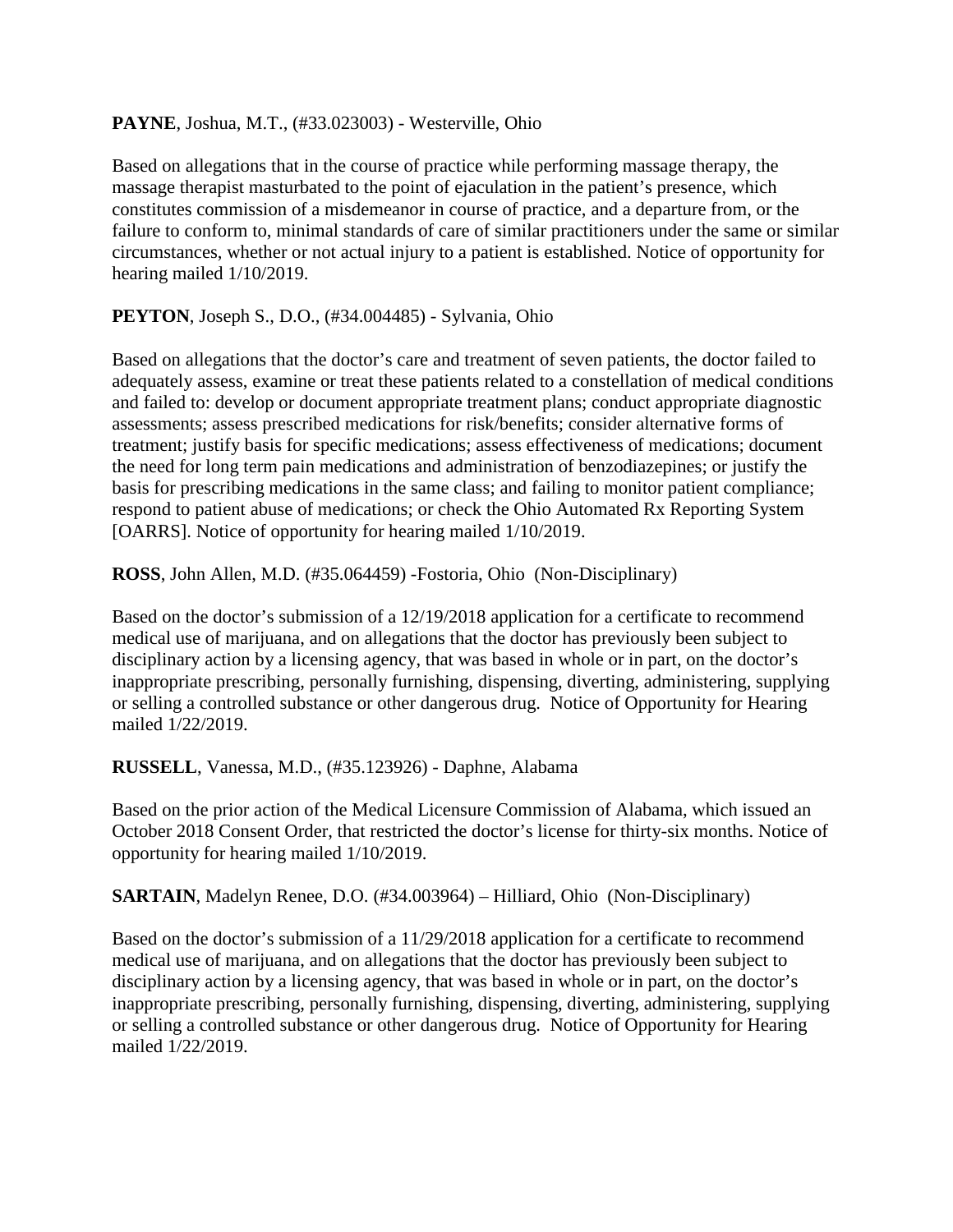**PAYNE**, Joshua, M.T., (#33.023003) - Westerville, Ohio

Based on allegations that in the course of practice while performing massage therapy, the massage therapist masturbated to the point of ejaculation in the patient's presence, which constitutes commission of a misdemeanor in course of practice, and a departure from, or the failure to conform to, minimal standards of care of similar practitioners under the same or similar circumstances, whether or not actual injury to a patient is established. Notice of opportunity for hearing mailed 1/10/2019.

**PEYTON**, Joseph S., D.O., (#34.004485) - Sylvania, Ohio

Based on allegations that the doctor's care and treatment of seven patients, the doctor failed to adequately assess, examine or treat these patients related to a constellation of medical conditions and failed to: develop or document appropriate treatment plans; conduct appropriate diagnostic assessments; assess prescribed medications for risk/benefits; consider alternative forms of treatment; justify basis for specific medications; assess effectiveness of medications; document the need for long term pain medications and administration of benzodiazepines; or justify the basis for prescribing medications in the same class; and failing to monitor patient compliance; respond to patient abuse of medications; or check the Ohio Automated Rx Reporting System [OARRS]. Notice of opportunity for hearing mailed 1/10/2019.

**ROSS**, John Allen, M.D. (#35.064459) -Fostoria, Ohio (Non-Disciplinary)

Based on the doctor's submission of a 12/19/2018 application for a certificate to recommend medical use of marijuana, and on allegations that the doctor has previously been subject to disciplinary action by a licensing agency, that was based in whole or in part, on the doctor's inappropriate prescribing, personally furnishing, dispensing, diverting, administering, supplying or selling a controlled substance or other dangerous drug. Notice of Opportunity for Hearing mailed 1/22/2019.

**RUSSELL**, Vanessa, M.D., (#35.123926) - Daphne, Alabama

Based on the prior action of the Medical Licensure Commission of Alabama, which issued an October 2018 Consent Order, that restricted the doctor's license for thirty-six months. Notice of opportunity for hearing mailed 1/10/2019.

**SARTAIN**, Madelyn Renee, D.O. (#34.003964) – Hilliard, Ohio (Non-Disciplinary)

Based on the doctor's submission of a 11/29/2018 application for a certificate to recommend medical use of marijuana, and on allegations that the doctor has previously been subject to disciplinary action by a licensing agency, that was based in whole or in part, on the doctor's inappropriate prescribing, personally furnishing, dispensing, diverting, administering, supplying or selling a controlled substance or other dangerous drug. Notice of Opportunity for Hearing mailed 1/22/2019.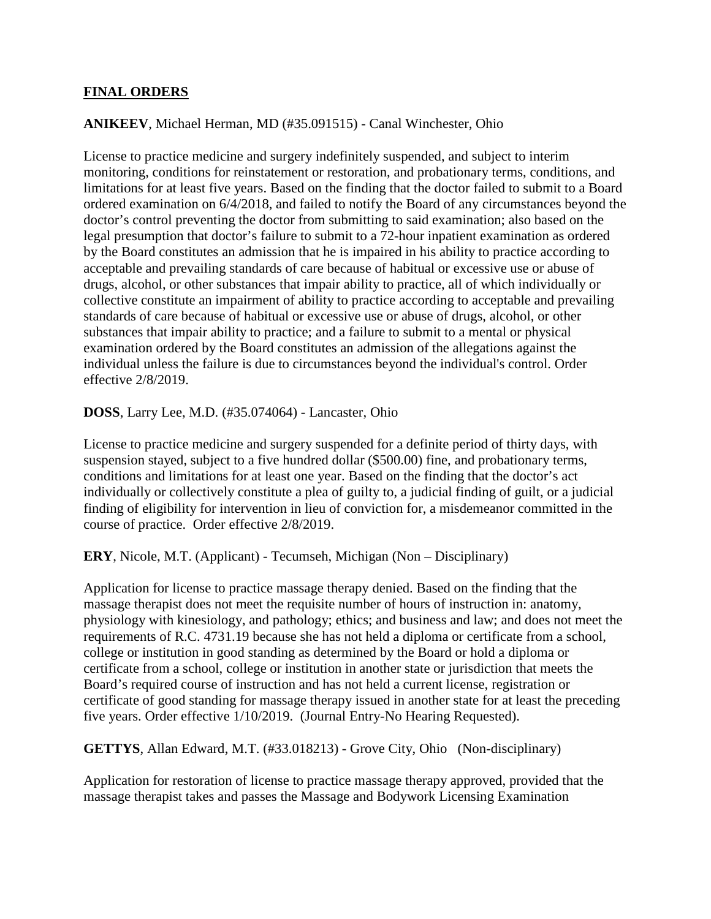## FINAL ORDERS

**ANIKEEV**, Michael Herman, MD (#35.091515) - Canal Winchester, Ohio

License to practice medicine and surgery indefinitely suspended, and subject to interim monitoring, conditions for reinstatement or restoration, and probationary terms, conditions, and limitations for at least five years. Based on the finding that the doctor failed to submit to a Board ordered examination on 6/4/2018, and failed to notify the Board of any circumstances beyond the doctor's control preventing the doctor from submitting to said examination; also based on the legal presumption that doctor's failure to submit to a 72-hour inpatient examination as ordered by the Board constitutes an admission that he is impaired in his ability to practice according to acceptable and prevailing standards of care because of habitual or excessive use or abuse of drugs, alcohol, or other substances that impair ability to practice, all of which individually or collective constitute an impairment of ability to practice according to acceptable and prevailing standards of care because of habitual or excessive use or abuse of drugs, alcohol, or other substances that impair ability to practice; and a failure to submit to a mental or physical examination ordered by the Board constitutes an admission of the allegations against the individual unless the failure is due to circumstances beyond the individual's control. Order effective 2/8/2019.

**DOSS**, Larry Lee, M.D. (#35.074064) - Lancaster, Ohio

License to practice medicine and surgery suspended for a definite period of thirty days, with suspension stayed, subject to a five hundred dollar ($500.00) fine, and probationary terms, conditions and limitations for at least one year. Based on the finding that the doctor's act individually or collectively constitute a plea of guilty to, a judicial finding of guilt, or a judicial finding of eligibility for intervention in lieu of conviction for, a misdemeanor committed in the course of practice. Order effective 2/8/2019.

**ERY**, Nicole, M.T. (Applicant) - Tecumseh, Michigan (Non – Disciplinary)

Application for license to practice massage therapy denied. Based on the finding that the massage therapist does not meet the requisite number of hours of instruction in: anatomy, physiology with kinesiology, and pathology; ethics; and business and law; and does not meet the requirements of R.C. 4731.19 because she has not held a diploma or certificate from a school, college or institution in good standing as determined by the Board or hold a diploma or certificate from a school, college or institution in another state or jurisdiction that meets the Board's required course of instruction and has not held a current license, registration or certificate of good standing for massage therapy issued in another state for at least the preceding five years. Order effective 1/10/2019. (Journal Entry-No Hearing Requested).

**GETTYS**, Allan Edward, M.T. (#33.018213) - Grove City, Ohio (Non-disciplinary)

Application for restoration of license to practice massage therapy approved, provided that the massage therapist takes and passes the Massage and Bodywork Licensing Examination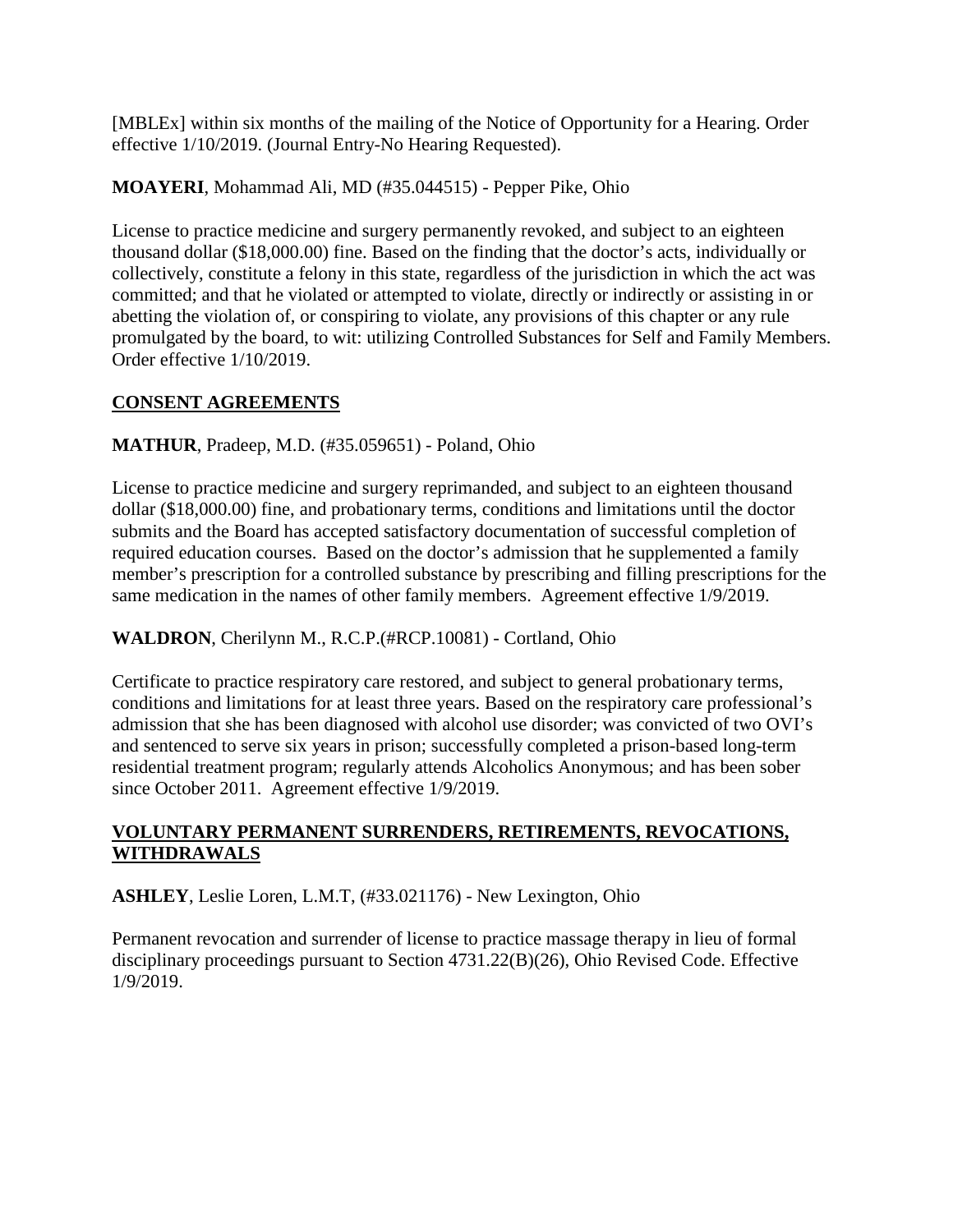[MBLEx] within six months of the mailing of the Notice of Opportunity for a Hearing. Order effective 1/10/2019. (Journal Entry-No Hearing Requested).

**MOAYERI**, Mohammad Ali, MD (#35.044515) - Pepper Pike, Ohio

License to practice medicine and surgery permanently revoked, and subject to an eighteen thousand dollar ($18,000.00) fine. Based on the finding that the doctor's acts, individually or collectively, constitute a felony in this state, regardless of the jurisdiction in which the act was committed; and that he violated or attempted to violate, directly or indirectly or assisting in or abetting the violation of, or conspiring to violate, any provisions of this chapter or any rule promulgated by the board, to wit: utilizing Controlled Substances for Self and Family Members. Order effective 1/10/2019.

## CONSENT AGREEMENTS

**MATHUR**, Pradeep, M.D. (#35.059651) - Poland, Ohio

License to practice medicine and surgery reprimanded, and subject to an eighteen thousand dollar ($18,000.00) fine, and probationary terms, conditions and limitations until the doctor submits and the Board has accepted satisfactory documentation of successful completion of required education courses. Based on the doctor's admission that he supplemented a family member's prescription for a controlled substance by prescribing and filling prescriptions for the same medication in the names of other family members. Agreement effective 1/9/2019.

**WALDRON**, Cherilynn M., R.C.P.(#RCP.10081) - Cortland, Ohio

Certificate to practice respiratory care restored, and subject to general probationary terms, conditions and limitations for at least three years. Based on the respiratory care professional's admission that she has been diagnosed with alcohol use disorder; was convicted of two OVI's and sentenced to serve six years in prison; successfully completed a prison-based long-term residential treatment program; regularly attends Alcoholics Anonymous; and has been sober since October 2011. Agreement effective 1/9/2019.

## VOLUNTARY PERMANENT SURRENDERS, RETIREMENTS, REVOCATIONS, WITHDRAWALS

**ASHLEY**, Leslie Loren, L.M.T, (#33.021176) - New Lexington, Ohio

Permanent revocation and surrender of license to practice massage therapy in lieu of formal disciplinary proceedings pursuant to Section 4731.22(B)(26), Ohio Revised Code. Effective 1/9/2019.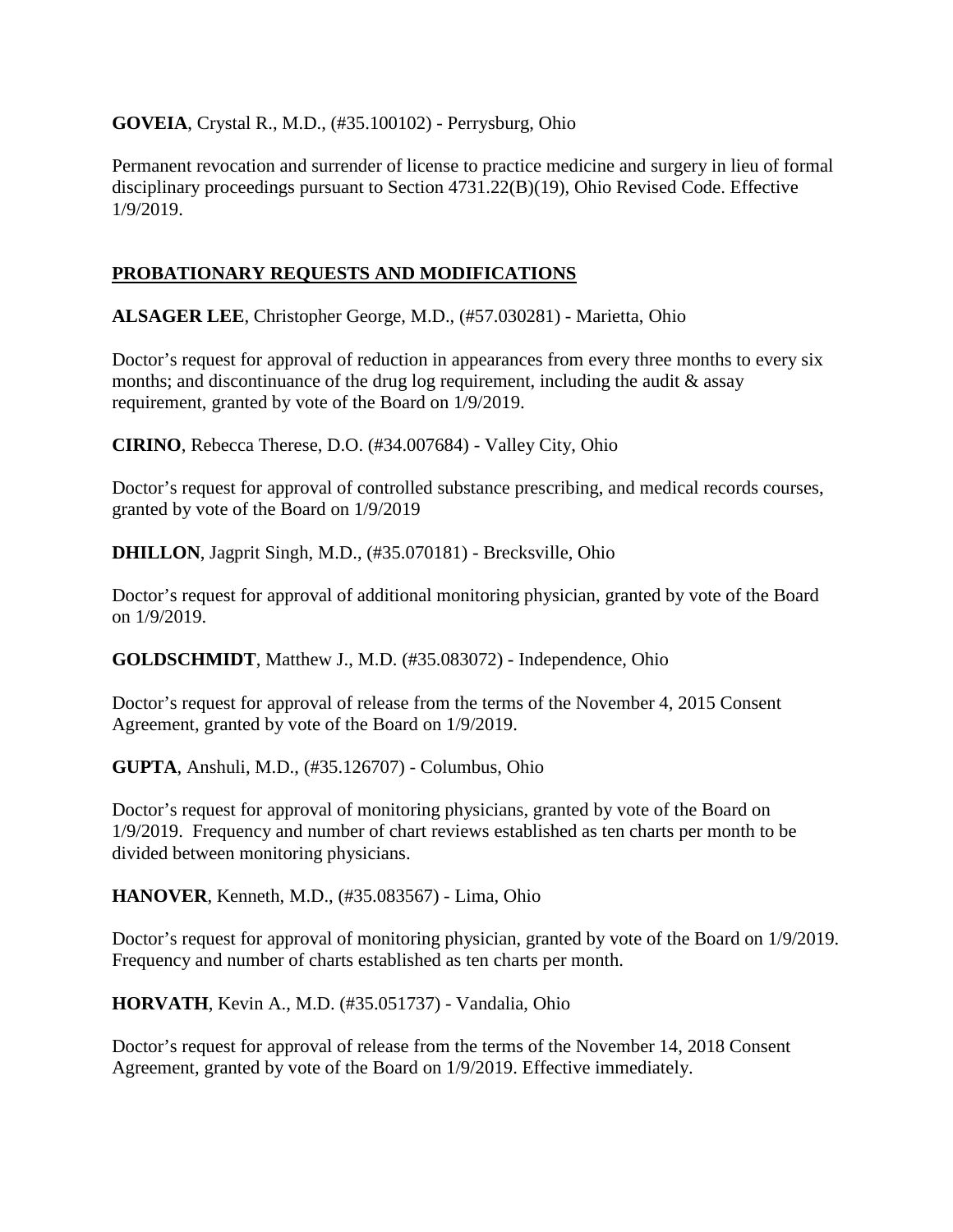**GOVEIA**, Crystal R., M.D., (#35.100102) - Perrysburg, Ohio

Permanent revocation and surrender of license to practice medicine and surgery in lieu of formal disciplinary proceedings pursuant to Section 4731.22(B)(19), Ohio Revised Code. Effective 1/9/2019.

## PROBATIONARY REQUESTS AND MODIFICATIONS

**ALSAGER LEE**, Christopher George, M.D., (#57.030281) - Marietta, Ohio

Doctor's request for approval of reduction in appearances from every three months to every six months; and discontinuance of the drug log requirement, including the audit & assay requirement, granted by vote of the Board on 1/9/2019.

**CIRINO**, Rebecca Therese, D.O. (#34.007684) - Valley City, Ohio

Doctor's request for approval of controlled substance prescribing, and medical records courses, granted by vote of the Board on 1/9/2019

**DHILLON**, Jagprit Singh, M.D., (#35.070181) - Brecksville, Ohio

Doctor's request for approval of additional monitoring physician, granted by vote of the Board on 1/9/2019.

**GOLDSCHMIDT**, Matthew J., M.D. (#35.083072) - Independence, Ohio

Doctor's request for approval of release from the terms of the November 4, 2015 Consent Agreement, granted by vote of the Board on 1/9/2019.

**GUPTA**, Anshuli, M.D., (#35.126707) - Columbus, Ohio

Doctor's request for approval of monitoring physicians, granted by vote of the Board on 1/9/2019. Frequency and number of chart reviews established as ten charts per month to be divided between monitoring physicians.

**HANOVER**, Kenneth, M.D., (#35.083567) - Lima, Ohio

Doctor's request for approval of monitoring physician, granted by vote of the Board on 1/9/2019. Frequency and number of charts established as ten charts per month.

**HORVATH**, Kevin A., M.D. (#35.051737) - Vandalia, Ohio

Doctor's request for approval of release from the terms of the November 14, 2018 Consent Agreement, granted by vote of the Board on 1/9/2019. Effective immediately.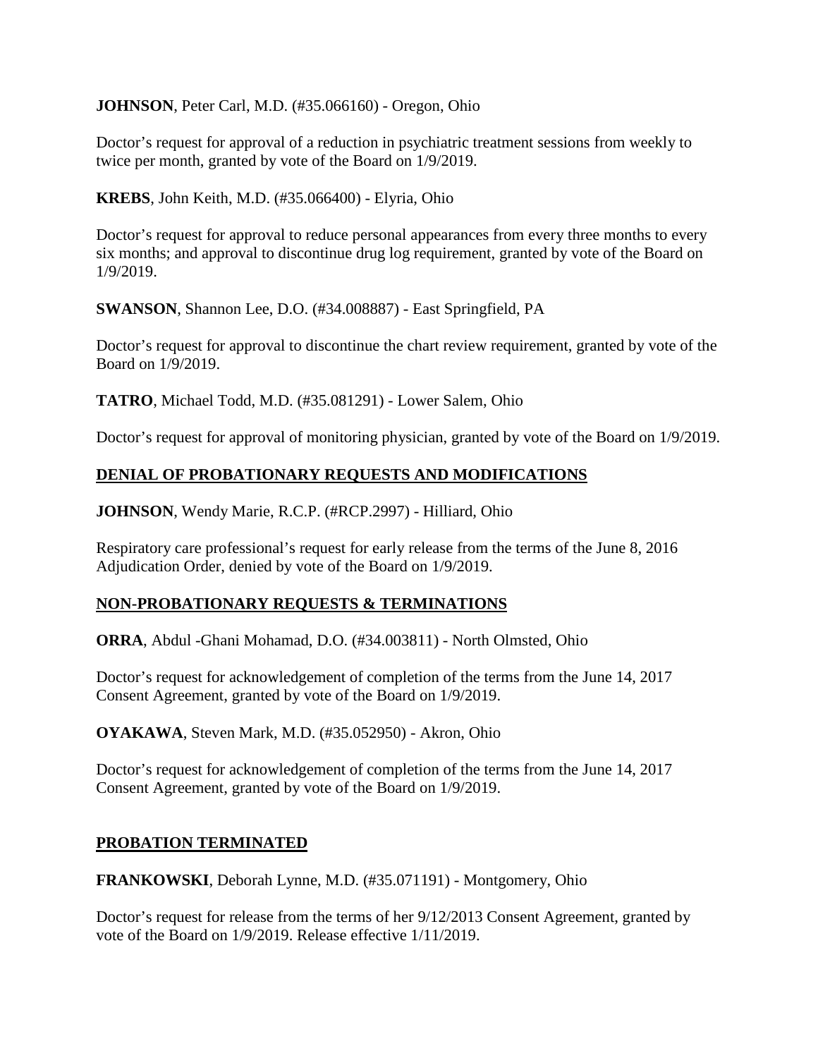**JOHNSON**, Peter Carl, M.D. (#35.066160) - Oregon, Ohio

Doctor's request for approval of a reduction in psychiatric treatment sessions from weekly to twice per month, granted by vote of the Board on 1/9/2019.

**KREBS**, John Keith, M.D. (#35.066400) - Elyria, Ohio

Doctor's request for approval to reduce personal appearances from every three months to every six months; and approval to discontinue drug log requirement, granted by vote of the Board on 1/9/2019.

**SWANSON**, Shannon Lee, D.O. (#34.008887) - East Springfield, PA

Doctor's request for approval to discontinue the chart review requirement, granted by vote of the Board on 1/9/2019.

**TATRO**, Michael Todd, M.D. (#35.081291) - Lower Salem, Ohio

Doctor's request for approval of monitoring physician, granted by vote of the Board on 1/9/2019.

## DENIAL OF PROBATIONARY REQUESTS AND MODIFICATIONS

**JOHNSON**, Wendy Marie, R.C.P. (#RCP.2997) - Hilliard, Ohio

Respiratory care professional's request for early release from the terms of the June 8, 2016 Adjudication Order, denied by vote of the Board on 1/9/2019.

## NON-PROBATIONARY REQUESTS & TERMINATIONS

**ORRA**, Abdul -Ghani Mohamad, D.O. (#34.003811) - North Olmsted, Ohio

Doctor's request for acknowledgement of completion of the terms from the June 14, 2017 Consent Agreement, granted by vote of the Board on 1/9/2019.

**OYAKAWA**, Steven Mark, M.D. (#35.052950) - Akron, Ohio

Doctor's request for acknowledgement of completion of the terms from the June 14, 2017 Consent Agreement, granted by vote of the Board on 1/9/2019.

## PROBATION TERMINATED

**FRANKOWSKI**, Deborah Lynne, M.D. (#35.071191) - Montgomery, Ohio

Doctor's request for release from the terms of her 9/12/2013 Consent Agreement, granted by vote of the Board on 1/9/2019. Release effective 1/11/2019.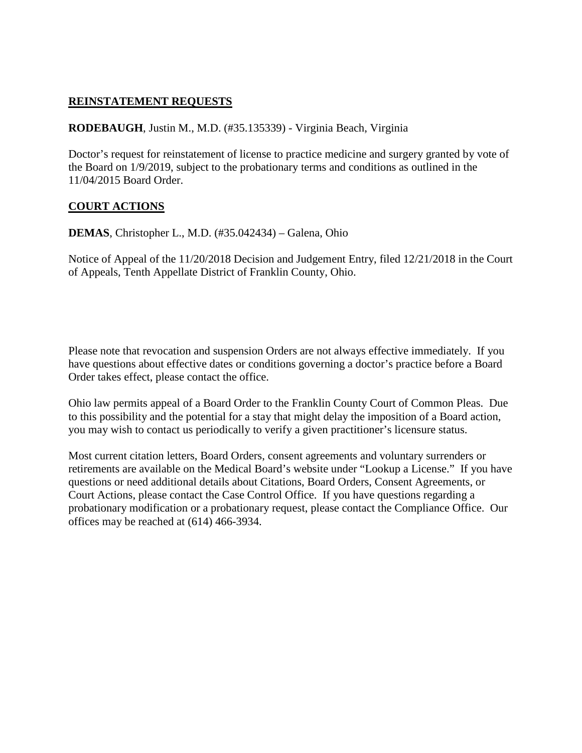## REINSTATEMENT REQUESTS

**RODEBAUGH**, Justin M., M.D. (#35.135339) - Virginia Beach, Virginia

Doctor's request for reinstatement of license to practice medicine and surgery granted by vote of the Board on 1/9/2019, subject to the probationary terms and conditions as outlined in the 11/04/2015 Board Order.

## COURT ACTIONS

**DEMAS**, Christopher L., M.D. (#35.042434) – Galena, Ohio

Notice of Appeal of the 11/20/2018 Decision and Judgement Entry, filed 12/21/2018 in the Court of Appeals, Tenth Appellate District of Franklin County, Ohio.

Please note that revocation and suspension Orders are not always effective immediately. If you have questions about effective dates or conditions governing a doctor's practice before a Board Order takes effect, please contact the office.

Ohio law permits appeal of a Board Order to the Franklin County Court of Common Pleas. Due to this possibility and the potential for a stay that might delay the imposition of a Board action, you may wish to contact us periodically to verify a given practitioner's licensure status.

Most current citation letters, Board Orders, consent agreements and voluntary surrenders or retirements are available on the Medical Board's website under "Lookup a License." If you have questions or need additional details about Citations, Board Orders, Consent Agreements, or Court Actions, please contact the Case Control Office. If you have questions regarding a probationary modification or a probationary request, please contact the Compliance Office. Our offices may be reached at (614) 466-3934.